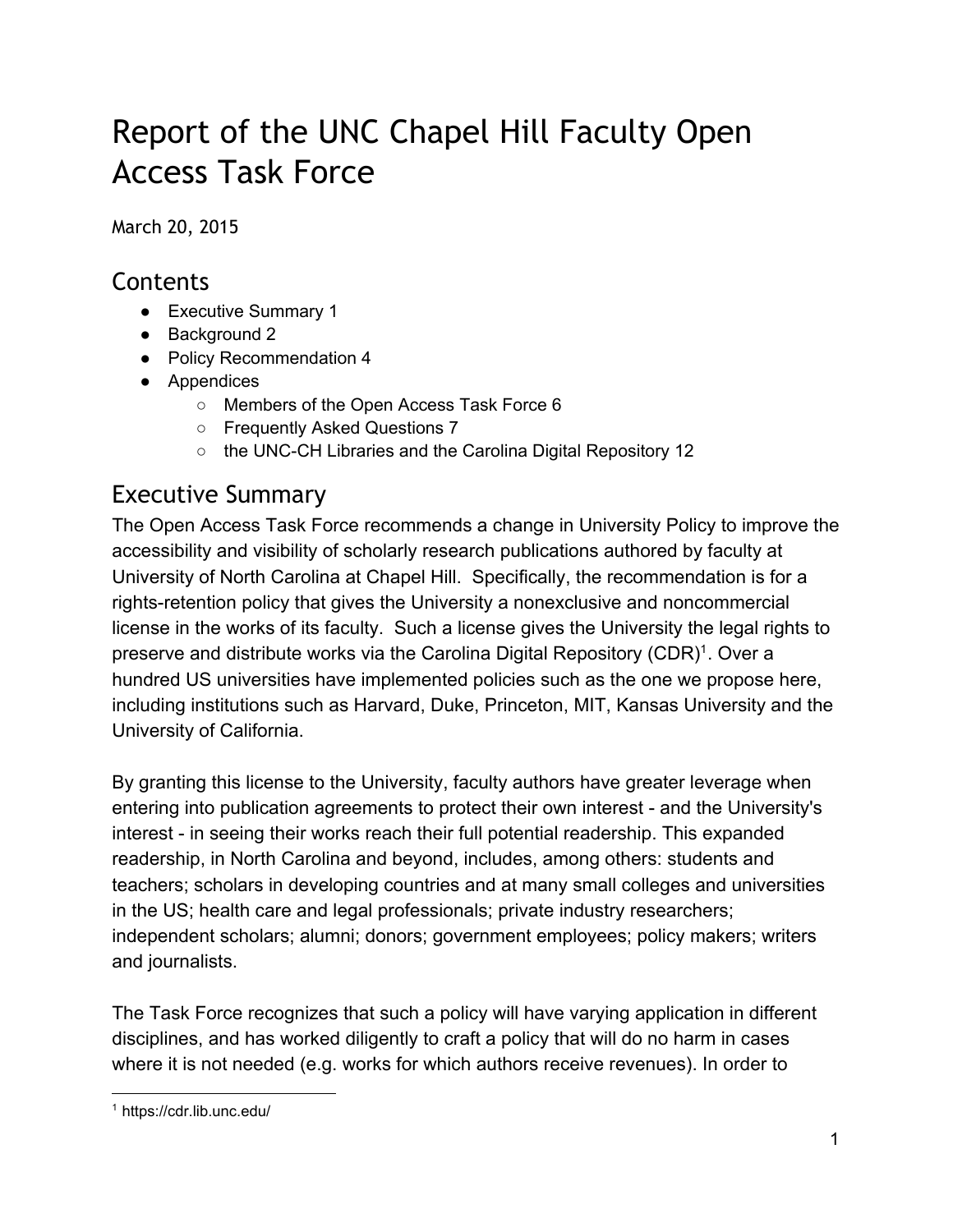# Report of the UNC Chapel Hill Faculty Open Access Task Force

March 20, 2015

## Contents

- Executive Summary 1
- Background 2
- Policy Recommendation 4
- Appendices
    - Members of the Open Access Task Force 6
    - Frequently Asked Questions 7
    - the UNC-CH Libraries and the Carolina Digital Repository 12

## Executive Summary

The Open Access Task Force recommends a change in University Policy to improve the accessibility and visibility of scholarly research publications authored by faculty at University of North Carolina at Chapel Hill. Specifically, the recommendation is for a rights-retention policy that gives the University a nonexclusive and noncommercial license in the works of its faculty. Such a license gives the University the legal rights to preserve and distribute works via the Carolina Digital Repository (CDR)[1]. Over a hundred US universities have implemented policies such as the one we propose here, including institutions such as Harvard, Duke, Princeton, MIT, Kansas University and the University of California.

By granting this license to the University, faculty authors have greater leverage when entering into publication agreements to protect their own interest - and the University's interest - in seeing their works reach their full potential readership. This expanded readership, in North Carolina and beyond, includes, among others: students and teachers; scholars in developing countries and at many small colleges and universities in the US; health care and legal professionals; private industry researchers; independent scholars; alumni; donors; government employees; policy makers; writers and journalists.

The Task Force recognizes that such a policy will have varying application in different disciplines, and has worked diligently to craft a policy that will do no harm in cases where it is not needed (e.g. works for which authors receive revenues). In order to

[1] https://cdr.lib.unc.edu/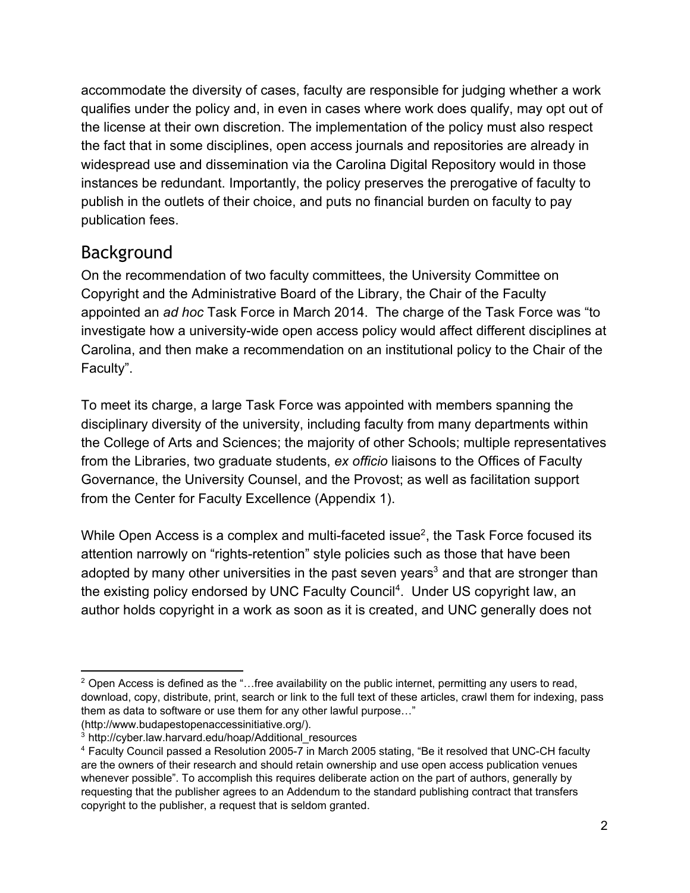accommodate the diversity of cases, faculty are responsible for judging whether a work qualifies under the policy and, in even in cases where work does qualify, may opt out of the license at their own discretion. The implementation of the policy must also respect the fact that in some disciplines, open access journals and repositories are already in widespread use and dissemination via the Carolina Digital Repository would in those instances be redundant. Importantly, the policy preserves the prerogative of faculty to publish in the outlets of their choice, and puts no financial burden on faculty to pay publication fees.

## Background

On the recommendation of two faculty committees, the University Committee on Copyright and the Administrative Board of the Library, the Chair of the Faculty appointed an *ad hoc* Task Force in March 2014. The charge of the Task Force was "to investigate how a university-wide open access policy would affect different disciplines at Carolina, and then make a recommendation on an institutional policy to the Chair of the Faculty".

To meet its charge, a large Task Force was appointed with members spanning the disciplinary diversity of the university, including faculty from many departments within the College of Arts and Sciences; the majority of other Schools; multiple representatives from the Libraries, two graduate students, *ex officio* liaisons to the Offices of Faculty Governance, the University Counsel, and the Provost; as well as facilitation support from the Center for Faculty Excellence (Appendix 1).

While Open Access is a complex and multi-faceted issue[2], the Task Force focused its attention narrowly on "rights-retention" style policies such as those that have been adopted by many other universities in the past seven years[3] and that are stronger than the existing policy endorsed by UNC Faculty Council[4]. Under US copyright law, an author holds copyright in a work as soon as it is created, and UNC generally does not

---

[2] Open Access is defined as the "…free availability on the public internet, permitting any users to read, download, copy, distribute, print, search or link to the full text of these articles, crawl them for indexing, pass them as data to software or use them for any other lawful purpose…" (http://www.budapestopenaccessinitiative.org/).

[3] http://cyber.law.harvard.edu/hoap/Additional_resources

[4] Faculty Council passed a Resolution 2005-7 in March 2005 stating, "Be it resolved that UNC-CH faculty are the owners of their research and should retain ownership and use open access publication venues whenever possible". To accomplish this requires deliberate action on the part of authors, generally by requesting that the publisher agrees to an Addendum to the standard publishing contract that transfers copyright to the publisher, a request that is seldom granted.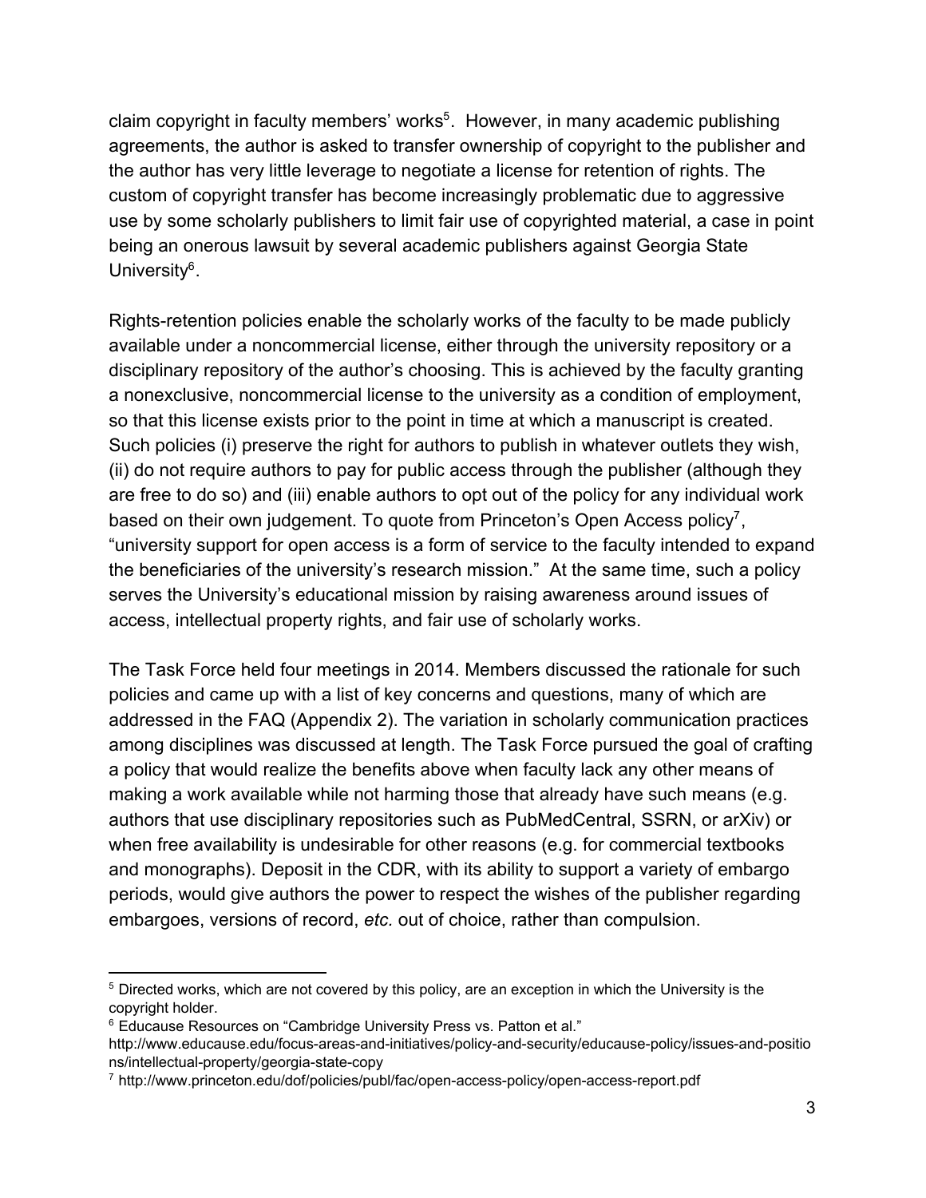claim copyright in faculty members' works[5]. However, in many academic publishing agreements, the author is asked to transfer ownership of copyright to the publisher and the author has very little leverage to negotiate a license for retention of rights. The custom of copyright transfer has become increasingly problematic due to aggressive use by some scholarly publishers to limit fair use of copyrighted material, a case in point being an onerous lawsuit by several academic publishers against Georgia State University[6].

Rights-retention policies enable the scholarly works of the faculty to be made publicly available under a noncommercial license, either through the university repository or a disciplinary repository of the author's choosing. This is achieved by the faculty granting a nonexclusive, noncommercial license to the university as a condition of employment, so that this license exists prior to the point in time at which a manuscript is created. Such policies (i) preserve the right for authors to publish in whatever outlets they wish, (ii) do not require authors to pay for public access through the publisher (although they are free to do so) and (iii) enable authors to opt out of the policy for any individual work based on their own judgement. To quote from Princeton's Open Access policy[7], "university support for open access is a form of service to the faculty intended to expand the beneficiaries of the university's research mission." At the same time, such a policy serves the University's educational mission by raising awareness around issues of access, intellectual property rights, and fair use of scholarly works.

The Task Force held four meetings in 2014. Members discussed the rationale for such policies and came up with a list of key concerns and questions, many of which are addressed in the FAQ (Appendix 2). The variation in scholarly communication practices among disciplines was discussed at length. The Task Force pursued the goal of crafting a policy that would realize the benefits above when faculty lack any other means of making a work available while not harming those that already have such means (e.g. authors that use disciplinary repositories such as PubMedCentral, SSRN, or arXiv) or when free availability is undesirable for other reasons (e.g. for commercial textbooks and monographs). Deposit in the CDR, with its ability to support a variety of embargo periods, would give authors the power to respect the wishes of the publisher regarding embargoes, versions of record, *etc.* out of choice, rather than compulsion.

---

[5] Directed works, which are not covered by this policy, are an exception in which the University is the copyright holder.

[6] Educause Resources on "Cambridge University Press vs. Patton et al." http://www.educause.edu/focus-areas-and-initiatives/policy-and-security/educause-policy/issues-and-positions/intellectual-property/georgia-state-copy

[7] http://www.princeton.edu/dof/policies/publ/fac/open-access-policy/open-access-report.pdf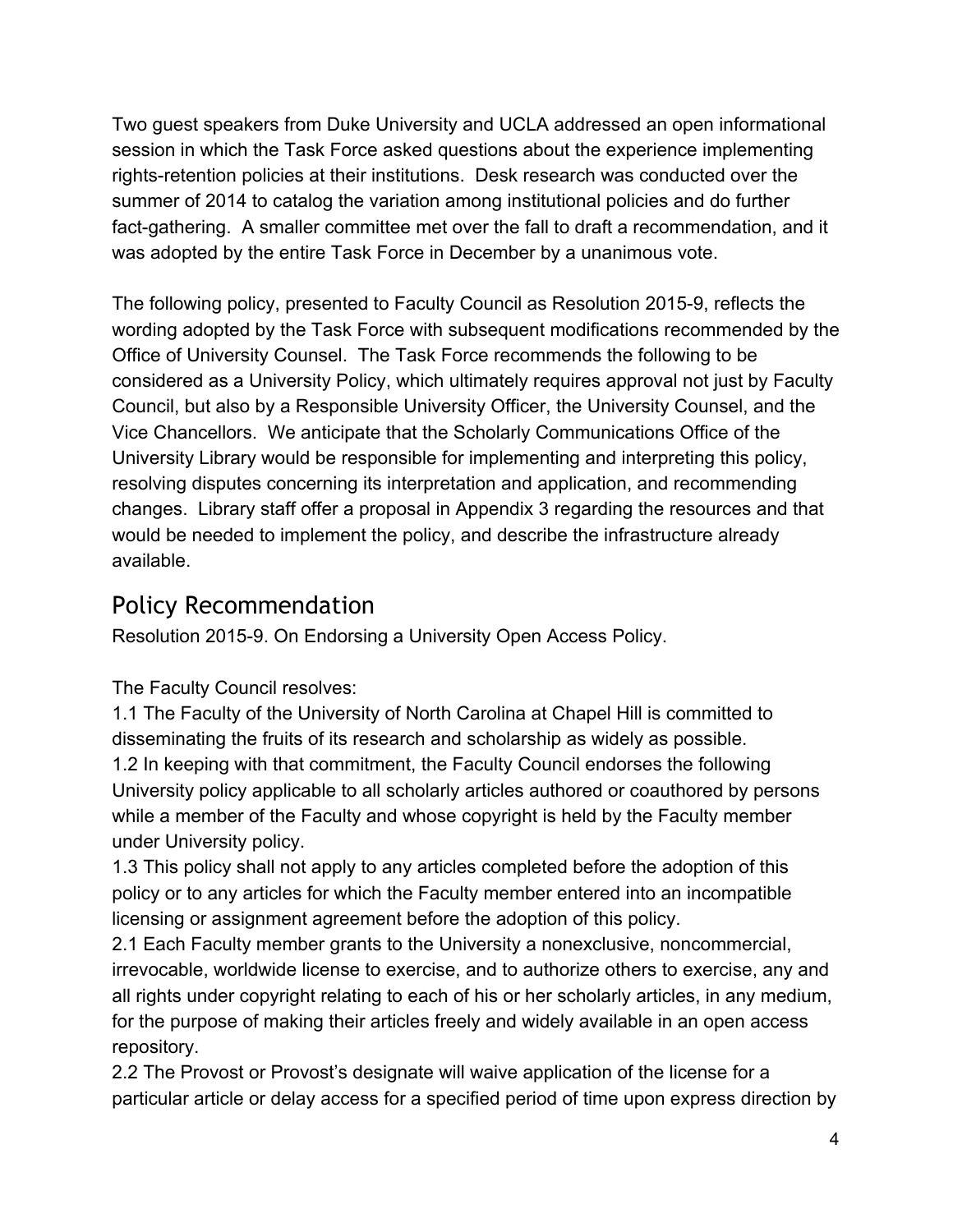Two guest speakers from Duke University and UCLA addressed an open informational session in which the Task Force asked questions about the experience implementing rights-retention policies at their institutions. Desk research was conducted over the summer of 2014 to catalog the variation among institutional policies and do further fact-gathering. A smaller committee met over the fall to draft a recommendation, and it was adopted by the entire Task Force in December by a unanimous vote.

The following policy, presented to Faculty Council as Resolution 2015-9, reflects the wording adopted by the Task Force with subsequent modifications recommended by the Office of University Counsel. The Task Force recommends the following to be considered as a University Policy, which ultimately requires approval not just by Faculty Council, but also by a Responsible University Officer, the University Counsel, and the Vice Chancellors. We anticipate that the Scholarly Communications Office of the University Library would be responsible for implementing and interpreting this policy, resolving disputes concerning its interpretation and application, and recommending changes. Library staff offer a proposal in Appendix 3 regarding the resources and that would be needed to implement the policy, and describe the infrastructure already available.

## Policy Recommendation

Resolution 2015-9. On Endorsing a University Open Access Policy.

The Faculty Council resolves:

1.1 The Faculty of the University of North Carolina at Chapel Hill is committed to disseminating the fruits of its research and scholarship as widely as possible.

1.2 In keeping with that commitment, the Faculty Council endorses the following University policy applicable to all scholarly articles authored or coauthored by persons while a member of the Faculty and whose copyright is held by the Faculty member under University policy.

1.3 This policy shall not apply to any articles completed before the adoption of this policy or to any articles for which the Faculty member entered into an incompatible licensing or assignment agreement before the adoption of this policy.

2.1 Each Faculty member grants to the University a nonexclusive, noncommercial, irrevocable, worldwide license to exercise, and to authorize others to exercise, any and all rights under copyright relating to each of his or her scholarly articles, in any medium, for the purpose of making their articles freely and widely available in an open access repository.

2.2 The Provost or Provost's designate will waive application of the license for a particular article or delay access for a specified period of time upon express direction by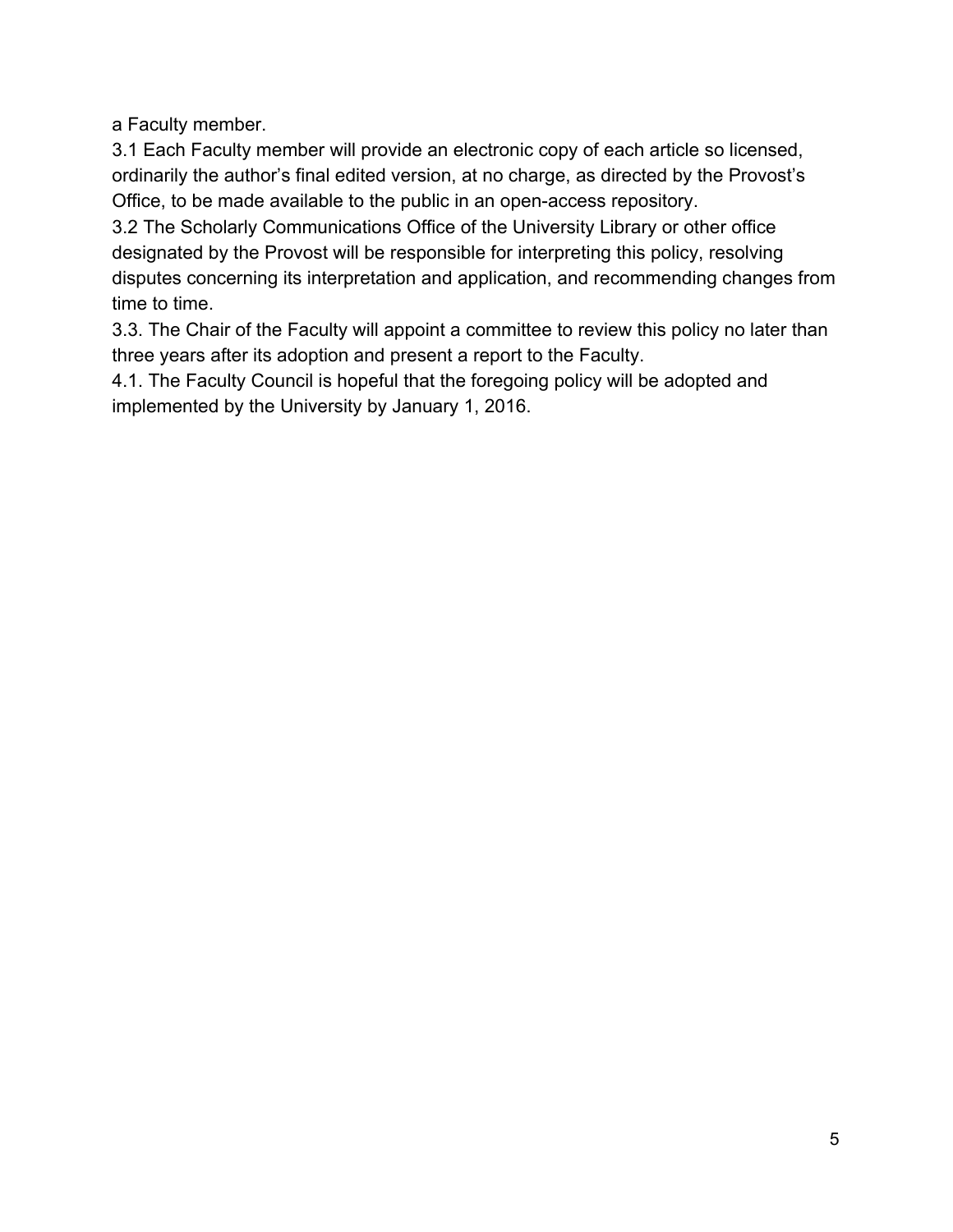a Faculty member.

3.1 Each Faculty member will provide an electronic copy of each article so licensed, ordinarily the author's final edited version, at no charge, as directed by the Provost's Office, to be made available to the public in an open-access repository.

3.2 The Scholarly Communications Office of the University Library or other office designated by the Provost will be responsible for interpreting this policy, resolving disputes concerning its interpretation and application, and recommending changes from time to time.

3.3. The Chair of the Faculty will appoint a committee to review this policy no later than three years after its adoption and present a report to the Faculty.

4.1. The Faculty Council is hopeful that the foregoing policy will be adopted and implemented by the University by January 1, 2016.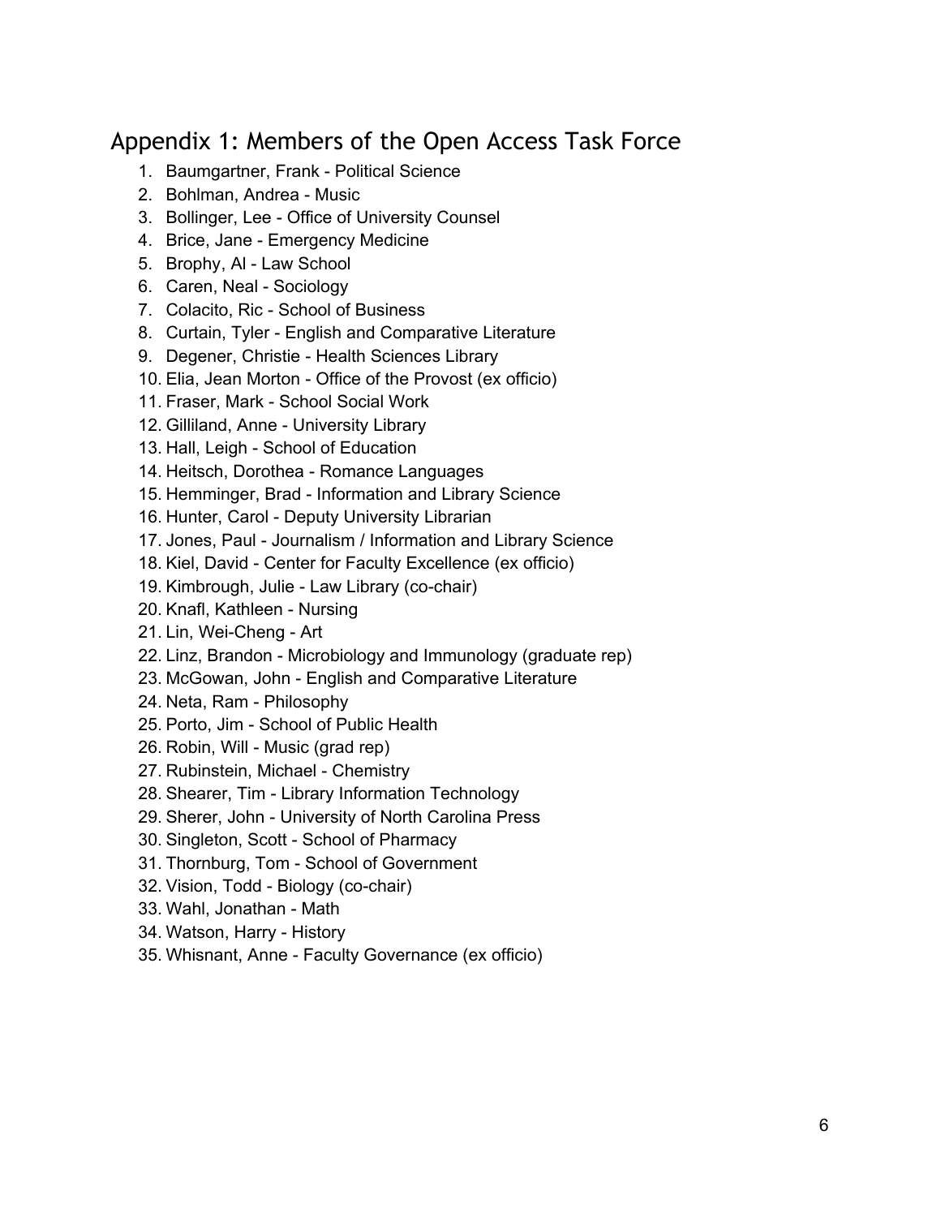## Appendix 1: Members of the Open Access Task Force

1. Baumgartner, Frank - Political Science
2. Bohlman, Andrea - Music
3. Bollinger, Lee - Office of University Counsel
4. Brice, Jane - Emergency Medicine
5. Brophy, Al - Law School
6. Caren, Neal - Sociology
7. Colacito, Ric - School of Business
8. Curtain, Tyler - English and Comparative Literature
9. Degener, Christie - Health Sciences Library
10. Elia, Jean Morton - Office of the Provost (ex officio)
11. Fraser, Mark - School Social Work
12. Gilliland, Anne - University Library
13. Hall, Leigh - School of Education
14. Heitsch, Dorothea - Romance Languages
15. Hemminger, Brad - Information and Library Science
16. Hunter, Carol - Deputy University Librarian
17. Jones, Paul - Journalism / Information and Library Science
18. Kiel, David - Center for Faculty Excellence (ex officio)
19. Kimbrough, Julie - Law Library (co-chair)
20. Knafl, Kathleen - Nursing
21. Lin, Wei-Cheng - Art
22. Linz, Brandon - Microbiology and Immunology (graduate rep)
23. McGowan, John - English and Comparative Literature
24. Neta, Ram - Philosophy
25. Porto, Jim - School of Public Health
26. Robin, Will - Music (grad rep)
27. Rubinstein, Michael - Chemistry
28. Shearer, Tim - Library Information Technology
29. Sherer, John - University of North Carolina Press
30. Singleton, Scott - School of Pharmacy
31. Thornburg, Tom - School of Government
32. Vision, Todd - Biology (co-chair)
33. Wahl, Jonathan - Math
34. Watson, Harry - History
35. Whisnant, Anne - Faculty Governance (ex officio)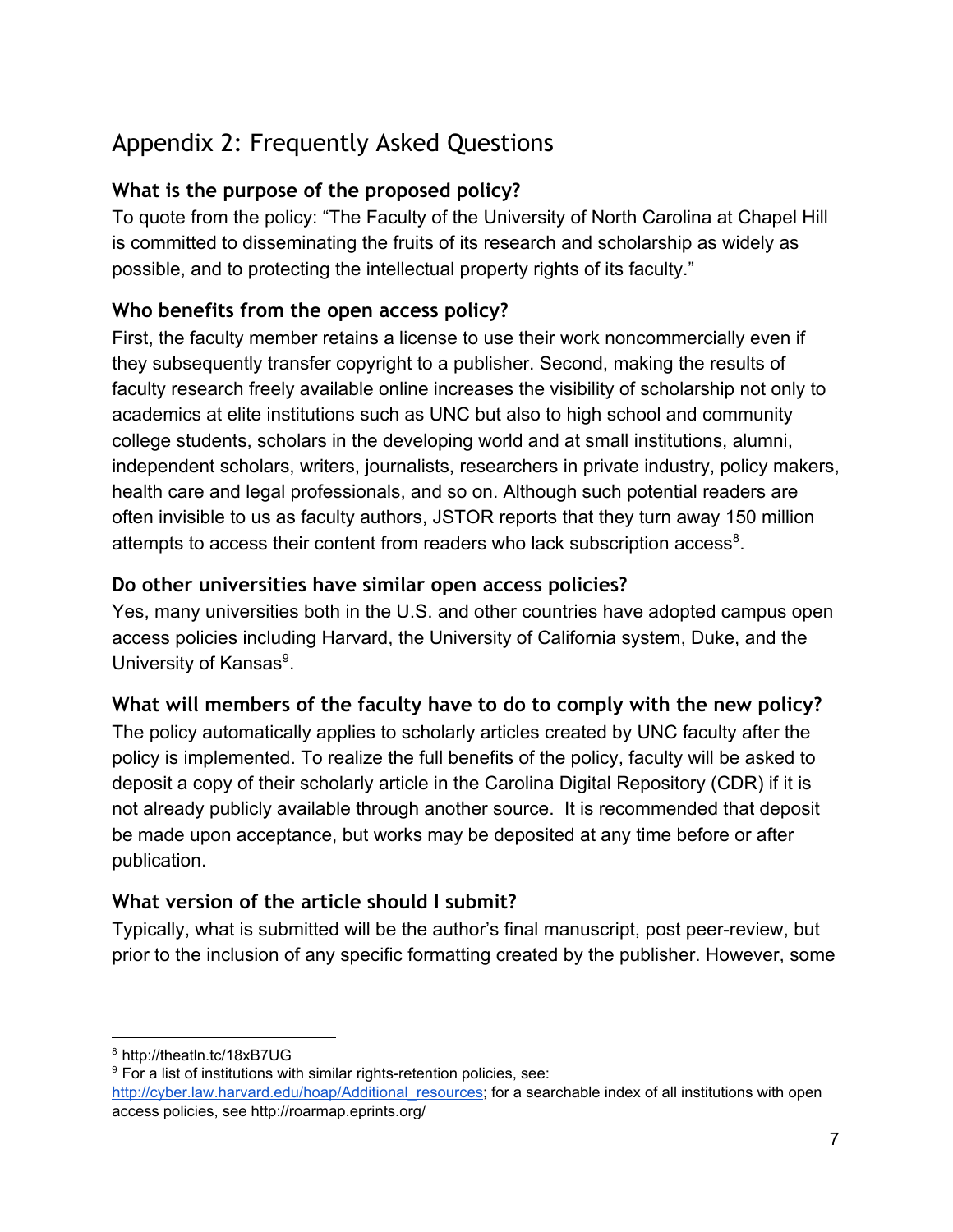# Appendix 2: Frequently Asked Questions

### What is the purpose of the proposed policy?

To quote from the policy: "The Faculty of the University of North Carolina at Chapel Hill is committed to disseminating the fruits of its research and scholarship as widely as possible, and to protecting the intellectual property rights of its faculty."

### Who benefits from the open access policy?

First, the faculty member retains a license to use their work noncommercially even if they subsequently transfer copyright to a publisher. Second, making the results of faculty research freely available online increases the visibility of scholarship not only to academics at elite institutions such as UNC but also to high school and community college students, scholars in the developing world and at small institutions, alumni, independent scholars, writers, journalists, researchers in private industry, policy makers, health care and legal professionals, and so on. Although such potential readers are often invisible to us as faculty authors, JSTOR reports that they turn away 150 million attempts to access their content from readers who lack subscription access[8].

### Do other universities have similar open access policies?

Yes, many universities both in the U.S. and other countries have adopted campus open access policies including Harvard, the University of California system, Duke, and the University of Kansas[9].

### What will members of the faculty have to do to comply with the new policy?

The policy automatically applies to scholarly articles created by UNC faculty after the policy is implemented. To realize the full benefits of the policy, faculty will be asked to deposit a copy of their scholarly article in the Carolina Digital Repository (CDR) if it is not already publicly available through another source. It is recommended that deposit be made upon acceptance, but works may be deposited at any time before or after publication.

### What version of the article should I submit?

Typically, what is submitted will be the author's final manuscript, post peer-review, but prior to the inclusion of any specific formatting created by the publisher. However, some

---

[8] http://theatln.tc/18xB7UG

[9] For a list of institutions with similar rights-retention policies, see: http://cyber.law.harvard.edu/hoap/Additional_resources; for a searchable index of all institutions with open access policies, see http://roarmap.eprints.org/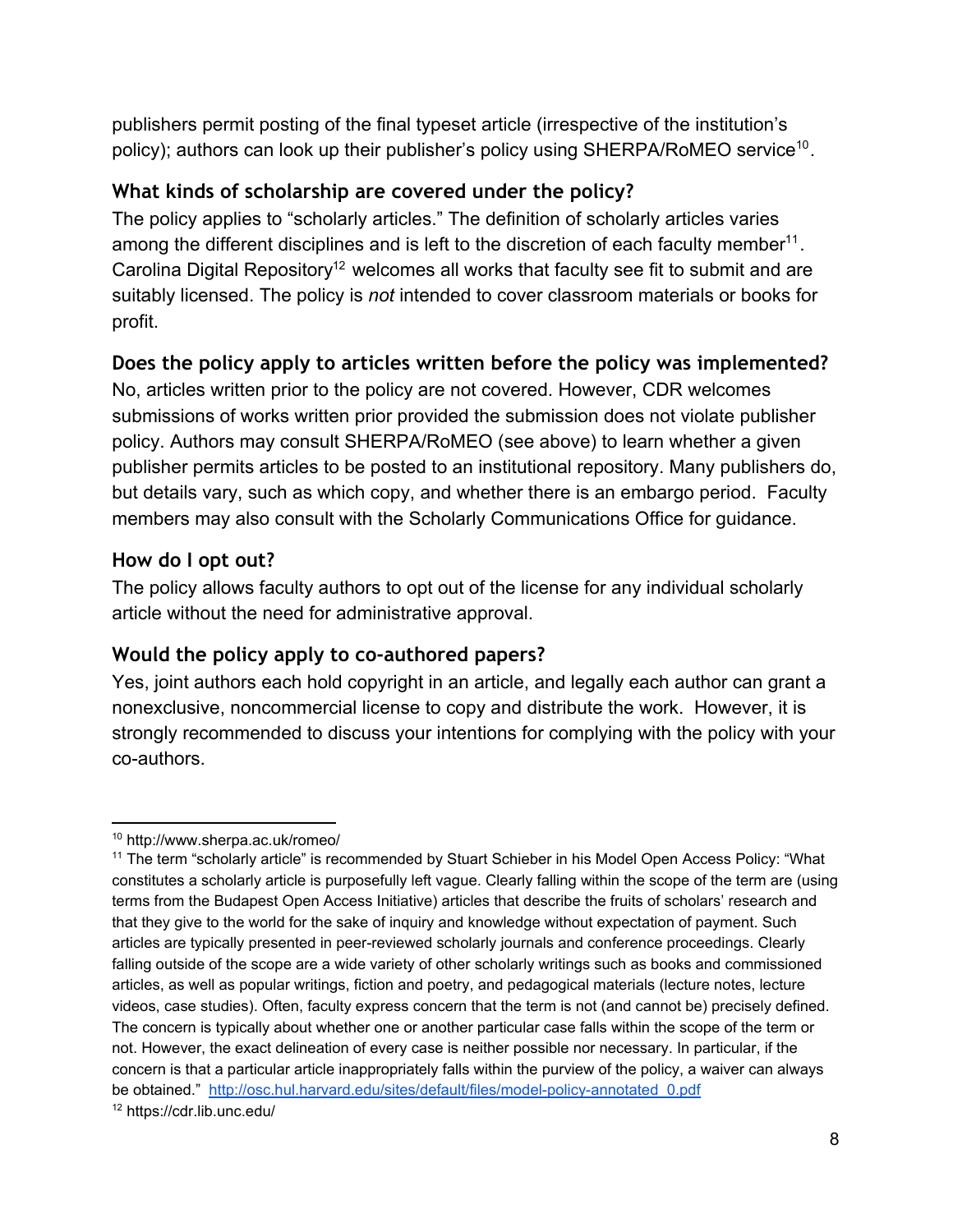publishers permit posting of the final typeset article (irrespective of the institution's policy); authors can look up their publisher's policy using SHERPA/RoMEO service[10].

### What kinds of scholarship are covered under the policy?

The policy applies to "scholarly articles." The definition of scholarly articles varies among the different disciplines and is left to the discretion of each faculty member[11]. Carolina Digital Repository[12] welcomes all works that faculty see fit to submit and are suitably licensed. The policy is *not* intended to cover classroom materials or books for profit.

### Does the policy apply to articles written before the policy was implemented?

No, articles written prior to the policy are not covered. However, CDR welcomes submissions of works written prior provided the submission does not violate publisher policy. Authors may consult SHERPA/RoMEO (see above) to learn whether a given publisher permits articles to be posted to an institutional repository. Many publishers do, but details vary, such as which copy, and whether there is an embargo period. Faculty members may also consult with the Scholarly Communications Office for guidance.

### How do I opt out?

The policy allows faculty authors to opt out of the license for any individual scholarly article without the need for administrative approval.

### Would the policy apply to co-authored papers?

Yes, joint authors each hold copyright in an article, and legally each author can grant a nonexclusive, noncommercial license to copy and distribute the work. However, it is strongly recommended to discuss your intentions for complying with the policy with your co-authors.

---

[10] http://www.sherpa.ac.uk/romeo/

[11] The term "scholarly article" is recommended by Stuart Schieber in his Model Open Access Policy: "What constitutes a scholarly article is purposefully left vague. Clearly falling within the scope of the term are (using terms from the Budapest Open Access Initiative) articles that describe the fruits of scholars' research and that they give to the world for the sake of inquiry and knowledge without expectation of payment. Such articles are typically presented in peer-reviewed scholarly journals and conference proceedings. Clearly falling outside of the scope are a wide variety of other scholarly writings such as books and commissioned articles, as well as popular writings, fiction and poetry, and pedagogical materials (lecture notes, lecture videos, case studies). Often, faculty express concern that the term is not (and cannot be) precisely defined. The concern is typically about whether one or another particular case falls within the scope of the term or not. However, the exact delineation of every case is neither possible nor necessary. In particular, if the concern is that a particular article inappropriately falls within the purview of the policy, a waiver can always be obtained." http://osc.hul.harvard.edu/sites/default/files/model-policy-annotated_0.pdf

[12] https://cdr.lib.unc.edu/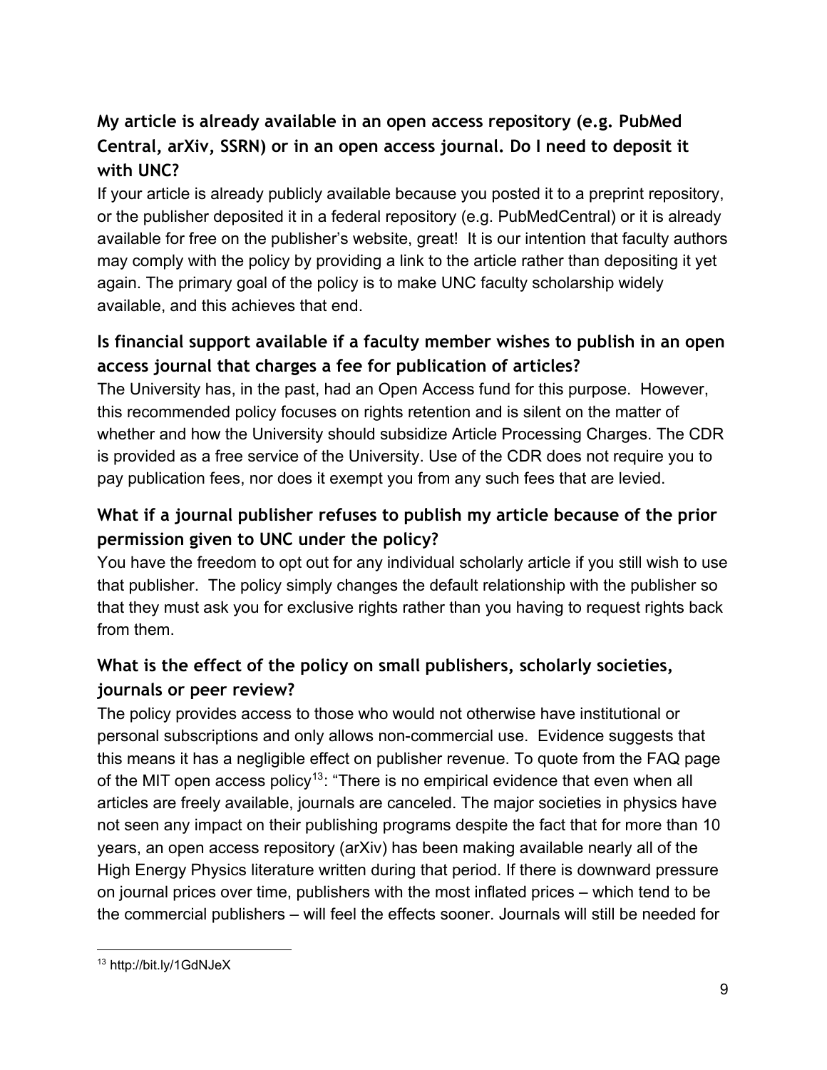### My article is already available in an open access repository (e.g. PubMed Central, arXiv, SSRN) or in an open access journal. Do I need to deposit it with UNC?

If your article is already publicly available because you posted it to a preprint repository, or the publisher deposited it in a federal repository (e.g. PubMedCentral) or it is already available for free on the publisher's website, great! It is our intention that faculty authors may comply with the policy by providing a link to the article rather than depositing it yet again. The primary goal of the policy is to make UNC faculty scholarship widely available, and this achieves that end.

### Is financial support available if a faculty member wishes to publish in an open access journal that charges a fee for publication of articles?

The University has, in the past, had an Open Access fund for this purpose. However, this recommended policy focuses on rights retention and is silent on the matter of whether and how the University should subsidize Article Processing Charges. The CDR is provided as a free service of the University. Use of the CDR does not require you to pay publication fees, nor does it exempt you from any such fees that are levied.

### What if a journal publisher refuses to publish my article because of the prior permission given to UNC under the policy?

You have the freedom to opt out for any individual scholarly article if you still wish to use that publisher. The policy simply changes the default relationship with the publisher so that they must ask you for exclusive rights rather than you having to request rights back from them.

### What is the effect of the policy on small publishers, scholarly societies, journals or peer review?

The policy provides access to those who would not otherwise have institutional or personal subscriptions and only allows non-commercial use. Evidence suggests that this means it has a negligible effect on publisher revenue. To quote from the FAQ page of the MIT open access policy[13]: "There is no empirical evidence that even when all articles are freely available, journals are canceled. The major societies in physics have not seen any impact on their publishing programs despite the fact that for more than 10 years, an open access repository (arXiv) has been making available nearly all of the High Energy Physics literature written during that period. If there is downward pressure on journal prices over time, publishers with the most inflated prices – which tend to be the commercial publishers – will feel the effects sooner. Journals will still be needed for

[13] http://bit.ly/1GdNJeX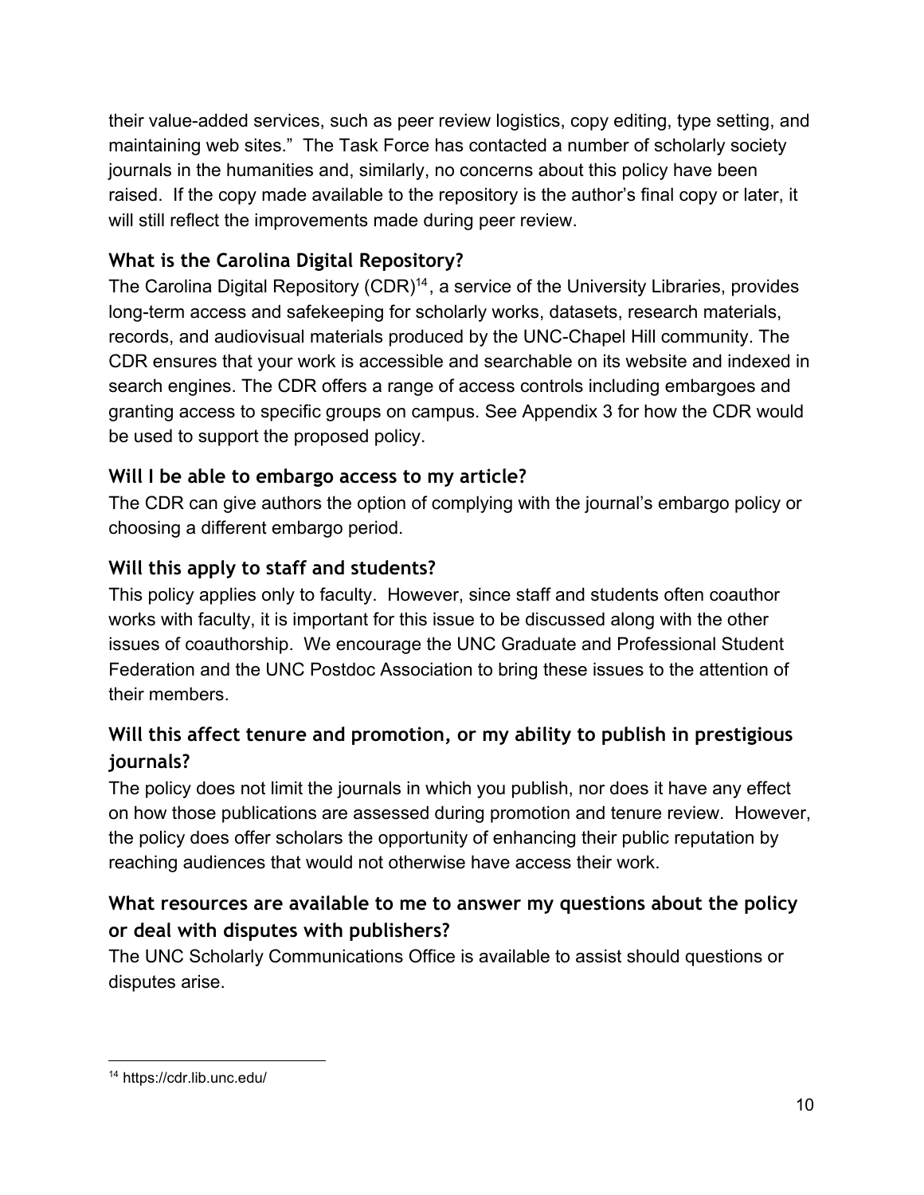their value-added services, such as peer review logistics, copy editing, type setting, and maintaining web sites." The Task Force has contacted a number of scholarly society journals in the humanities and, similarly, no concerns about this policy have been raised. If the copy made available to the repository is the author's final copy or later, it will still reflect the improvements made during peer review.

### What is the Carolina Digital Repository?

The Carolina Digital Repository (CDR)[14], a service of the University Libraries, provides long-term access and safekeeping for scholarly works, datasets, research materials, records, and audiovisual materials produced by the UNC-Chapel Hill community. The CDR ensures that your work is accessible and searchable on its website and indexed in search engines. The CDR offers a range of access controls including embargoes and granting access to specific groups on campus. See Appendix 3 for how the CDR would be used to support the proposed policy.

### Will I be able to embargo access to my article?

The CDR can give authors the option of complying with the journal's embargo policy or choosing a different embargo period.

### Will this apply to staff and students?

This policy applies only to faculty. However, since staff and students often coauthor works with faculty, it is important for this issue to be discussed along with the other issues of coauthorship. We encourage the UNC Graduate and Professional Student Federation and the UNC Postdoc Association to bring these issues to the attention of their members.

### Will this affect tenure and promotion, or my ability to publish in prestigious journals?

The policy does not limit the journals in which you publish, nor does it have any effect on how those publications are assessed during promotion and tenure review. However, the policy does offer scholars the opportunity of enhancing their public reputation by reaching audiences that would not otherwise have access their work.

### What resources are available to me to answer my questions about the policy or deal with disputes with publishers?

The UNC Scholarly Communications Office is available to assist should questions or disputes arise.

---

[14] https://cdr.lib.unc.edu/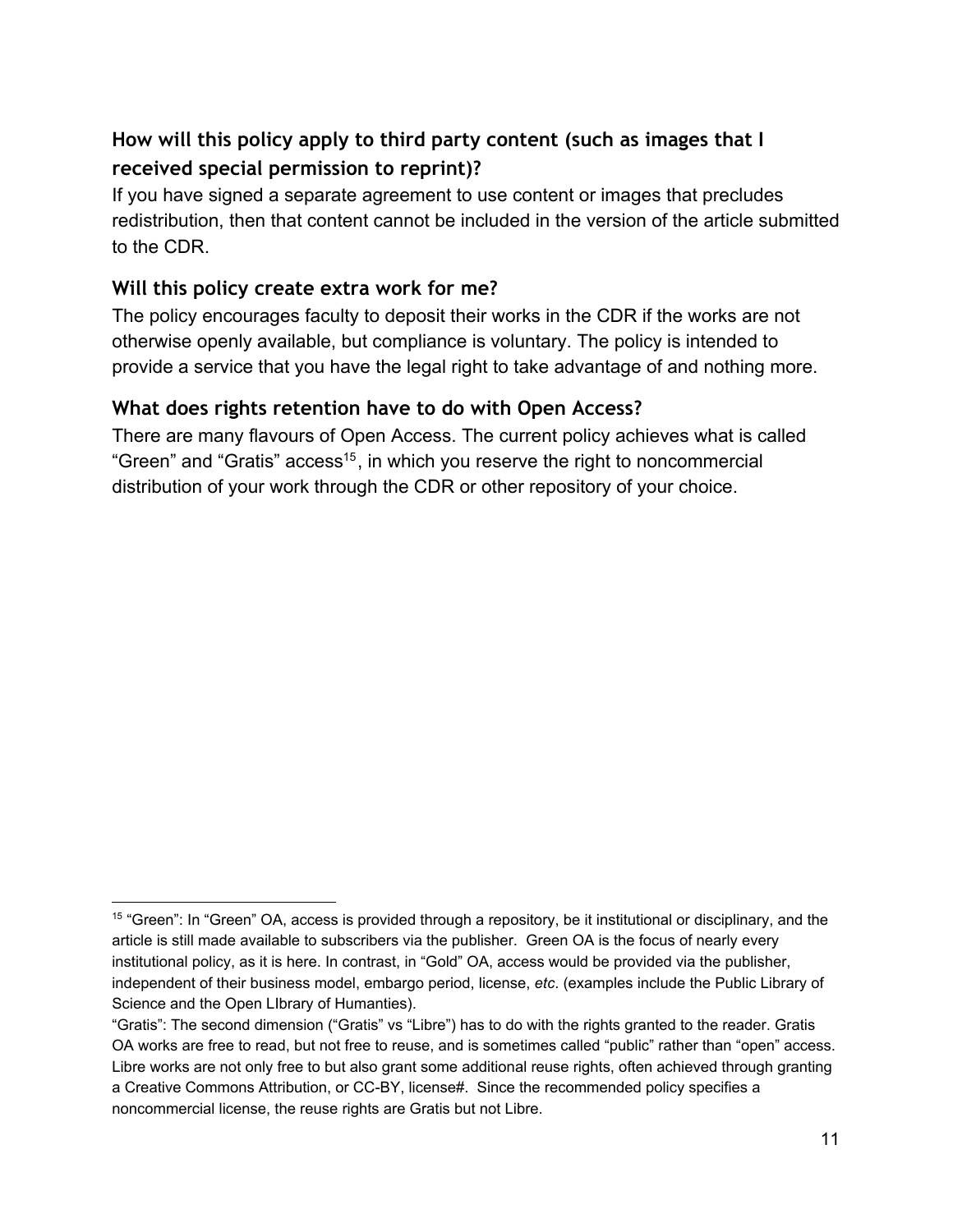### How will this policy apply to third party content (such as images that I received special permission to reprint)?

If you have signed a separate agreement to use content or images that precludes redistribution, then that content cannot be included in the version of the article submitted to the CDR.

### Will this policy create extra work for me?

The policy encourages faculty to deposit their works in the CDR if the works are not otherwise openly available, but compliance is voluntary. The policy is intended to provide a service that you have the legal right to take advantage of and nothing more.

### What does rights retention have to do with Open Access?

There are many flavours of Open Access. The current policy achieves what is called “Green” and “Gratis” access[15], in which you reserve the right to noncommercial distribution of your work through the CDR or other repository of your choice.

---

[15] “Green”: In “Green” OA, access is provided through a repository, be it institutional or disciplinary, and the article is still made available to subscribers via the publisher. Green OA is the focus of nearly every institutional policy, as it is here. In contrast, in “Gold” OA, access would be provided via the publisher, independent of their business model, embargo period, license, *etc*. (examples include the Public Library of Science and the Open LIbrary of Humanties).

“Gratis”: The second dimension (“Gratis” vs “Libre”) has to do with the rights granted to the reader. Gratis OA works are free to read, but not free to reuse, and is sometimes called “public” rather than “open” access. Libre works are not only free to but also grant some additional reuse rights, often achieved through granting a Creative Commons Attribution, or CC-BY, license#. Since the recommended policy specifies a noncommercial license, the reuse rights are Gratis but not Libre.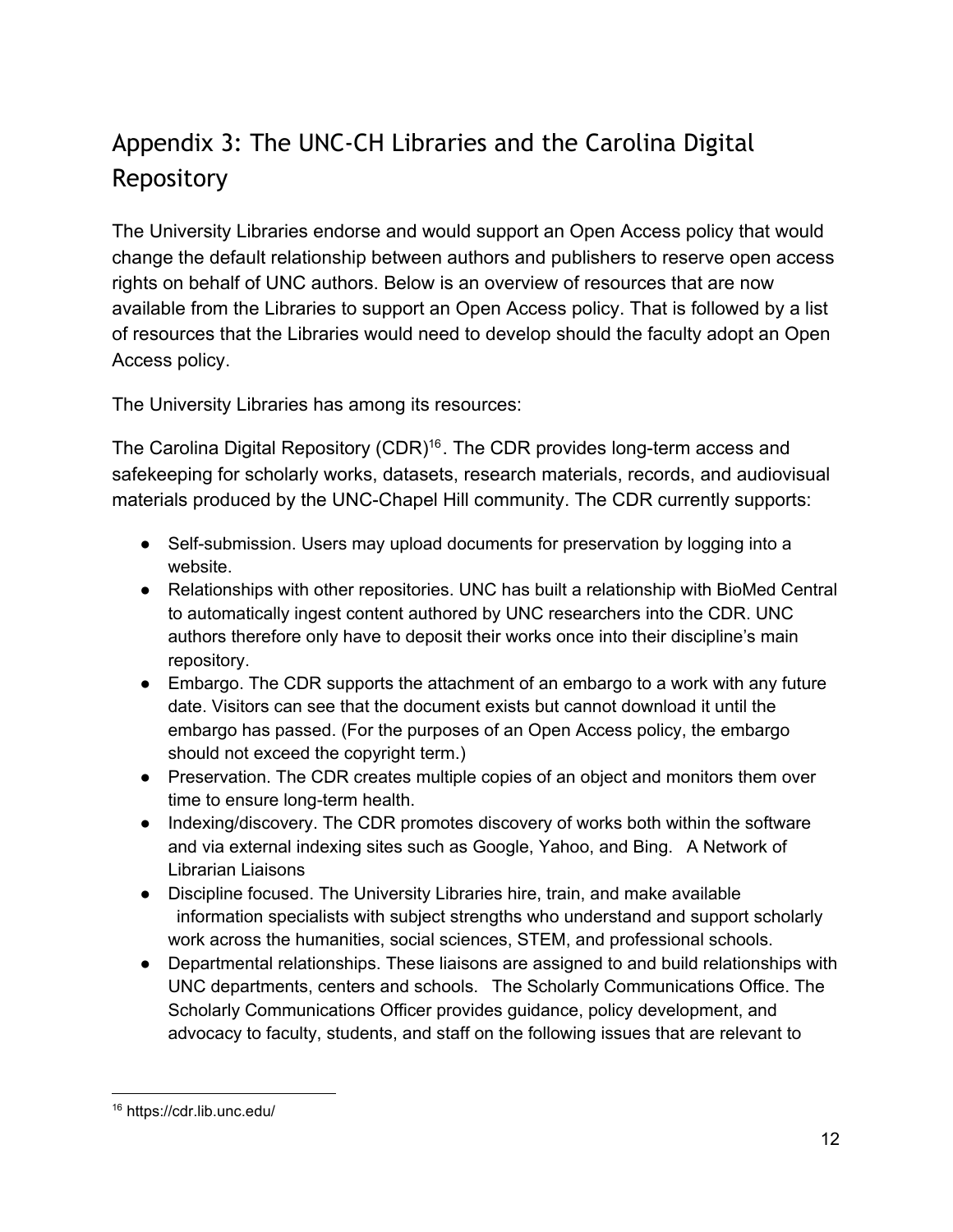## Appendix 3: The UNC-CH Libraries and the Carolina Digital Repository

The University Libraries endorse and would support an Open Access policy that would change the default relationship between authors and publishers to reserve open access rights on behalf of UNC authors. Below is an overview of resources that are now available from the Libraries to support an Open Access policy. That is followed by a list of resources that the Libraries would need to develop should the faculty adopt an Open Access policy.

The University Libraries has among its resources:

The Carolina Digital Repository (CDR)[16]. The CDR provides long-term access and safekeeping for scholarly works, datasets, research materials, records, and audiovisual materials produced by the UNC-Chapel Hill community. The CDR currently supports:

- Self-submission. Users may upload documents for preservation by logging into a website.
- Relationships with other repositories. UNC has built a relationship with BioMed Central to automatically ingest content authored by UNC researchers into the CDR. UNC authors therefore only have to deposit their works once into their discipline's main repository.
- Embargo. The CDR supports the attachment of an embargo to a work with any future date. Visitors can see that the document exists but cannot download it until the embargo has passed. (For the purposes of an Open Access policy, the embargo should not exceed the copyright term.)
- Preservation. The CDR creates multiple copies of an object and monitors them over time to ensure long-term health.
- Indexing/discovery. The CDR promotes discovery of works both within the software and via external indexing sites such as Google, Yahoo, and Bing. A Network of Librarian Liaisons
- Discipline focused. The University Libraries hire, train, and make available information specialists with subject strengths who understand and support scholarly work across the humanities, social sciences, STEM, and professional schools.
- Departmental relationships. These liaisons are assigned to and build relationships with UNC departments, centers and schools. The Scholarly Communications Office. The Scholarly Communications Officer provides guidance, policy development, and advocacy to faculty, students, and staff on the following issues that are relevant to

[16] https://cdr.lib.unc.edu/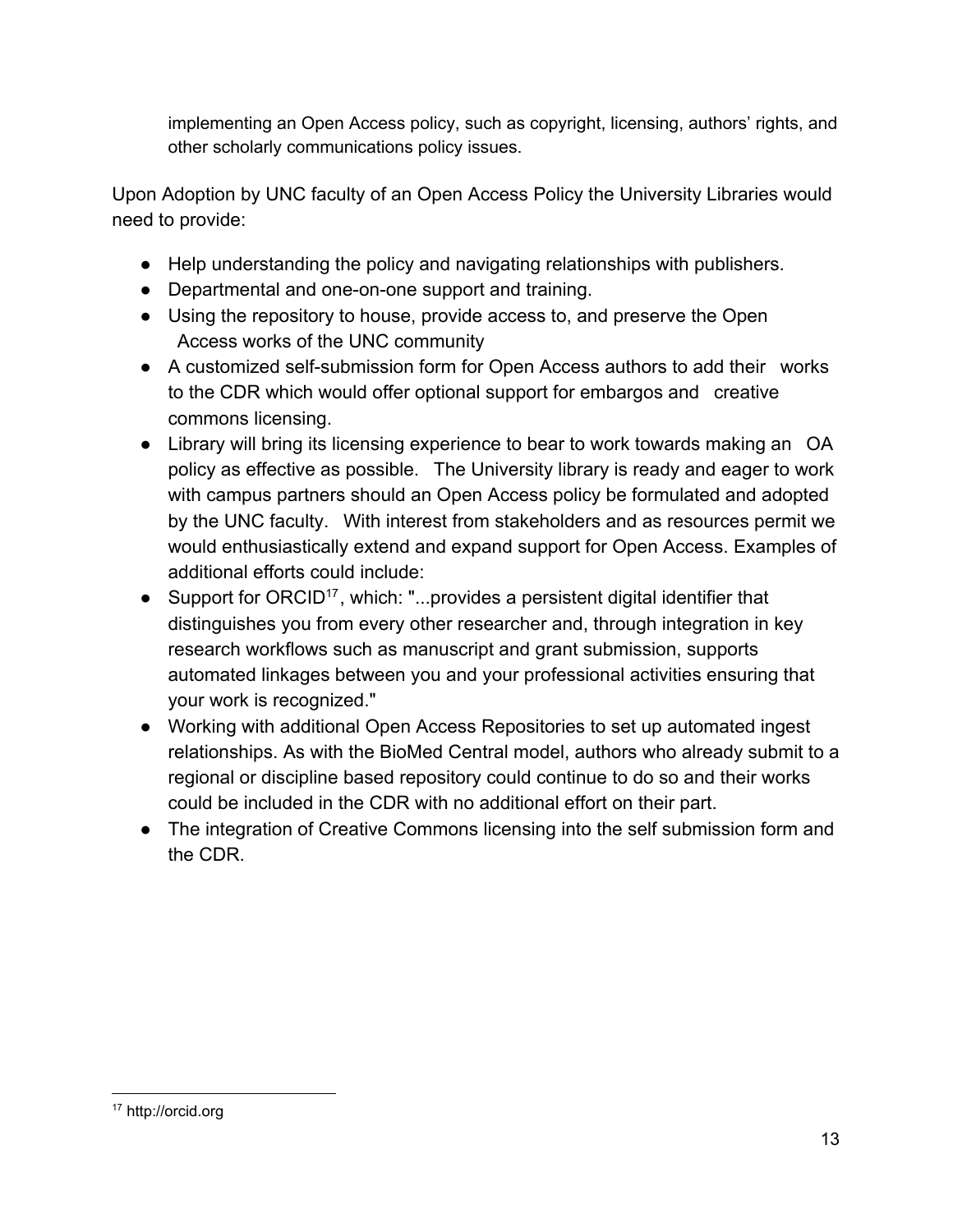implementing an Open Access policy, such as copyright, licensing, authors' rights, and other scholarly communications policy issues.

Upon Adoption by UNC faculty of an Open Access Policy the University Libraries would need to provide:

- Help understanding the policy and navigating relationships with publishers.
- Departmental and one-on-one support and training.
- Using the repository to house, provide access to, and preserve the Open Access works of the UNC community
- A customized self-submission form for Open Access authors to add their works to the CDR which would offer optional support for embargos and creative commons licensing.
- Library will bring its licensing experience to bear to work towards making an OA policy as effective as possible. The University library is ready and eager to work with campus partners should an Open Access policy be formulated and adopted by the UNC faculty. With interest from stakeholders and as resources permit we would enthusiastically extend and expand support for Open Access. Examples of additional efforts could include:
- Support for ORCID[17], which: "...provides a persistent digital identifier that distinguishes you from every other researcher and, through integration in key research workflows such as manuscript and grant submission, supports automated linkages between you and your professional activities ensuring that your work is recognized."
- Working with additional Open Access Repositories to set up automated ingest relationships. As with the BioMed Central model, authors who already submit to a regional or discipline based repository could continue to do so and their works could be included in the CDR with no additional effort on their part.
- The integration of Creative Commons licensing into the self submission form and the CDR.

---

[17] http://orcid.org